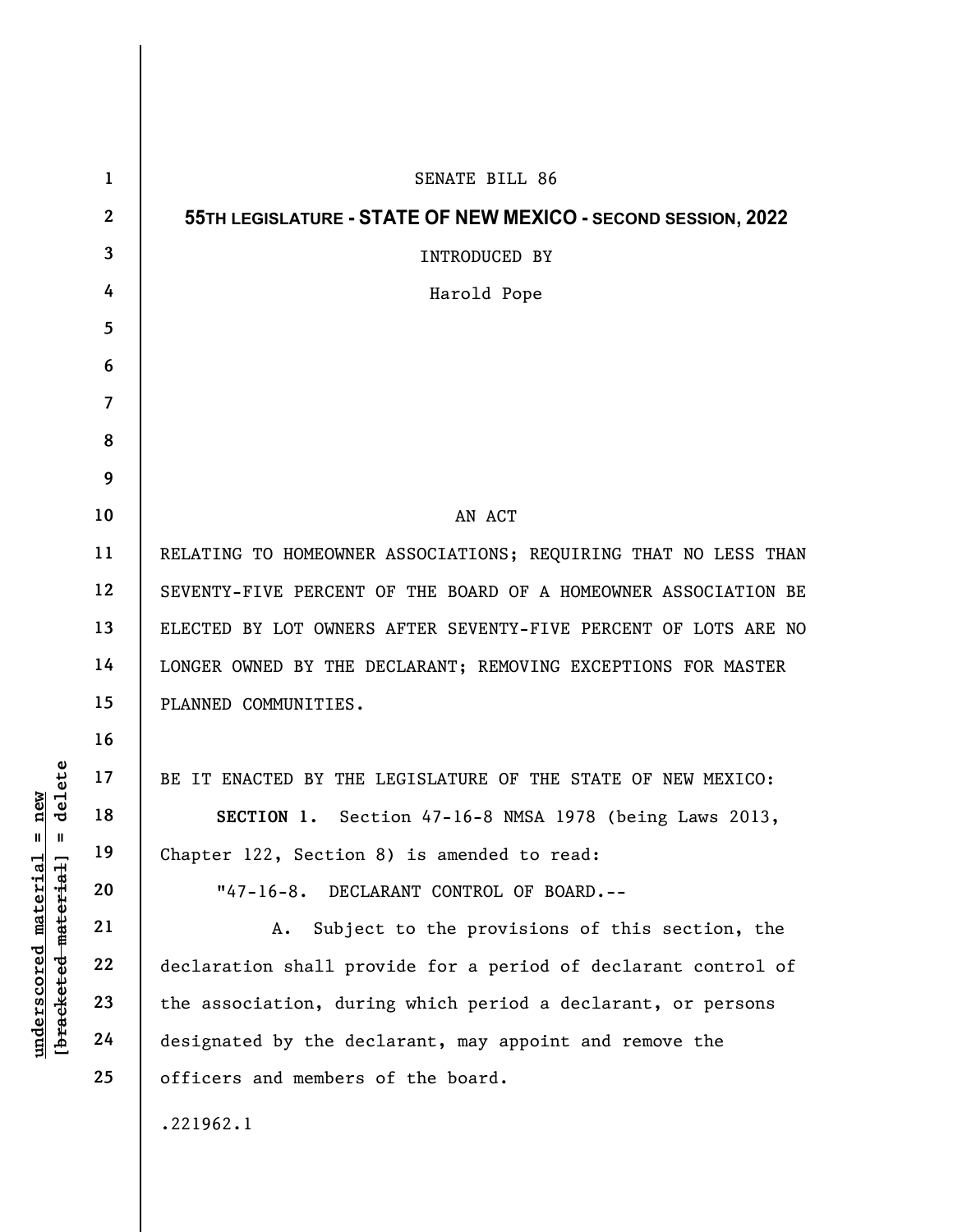SENATE BILL 86

**55TH LEGISLATURE - STATE OF NEW MEXICO - SECOND SESSION, 2022**

INTRODUCED BY

Harold Pope

AN ACT

RELATING TO HOMEOWNER ASSOCIATIONS; REQUIRING THAT NO LESS THAN SEVENTY-FIVE PERCENT OF THE BOARD OF A HOMEOWNER ASSOCIATION BE ELECTED BY LOT OWNERS AFTER SEVENTY-FIVE PERCENT OF LOTS ARE NO LONGER OWNED BY THE DECLARANT; REMOVING EXCEPTIONS FOR MASTER PLANNED COMMUNITIES.

BE IT ENACTED BY THE LEGISLATURE OF THE STATE OF NEW MEXICO:

**SECTION 1.** Section 47-16-8 NMSA 1978 (being Laws 2013, Chapter 122, Section 8) is amended to read:

"47-16-8. DECLARANT CONTROL OF BOARD.--

A. Subject to the provisions of this section, the declaration shall provide for a period of declarant control of the association, during which period a declarant, or persons designated by the declarant, may appoint and remove the officers and members of the board.

.221962.1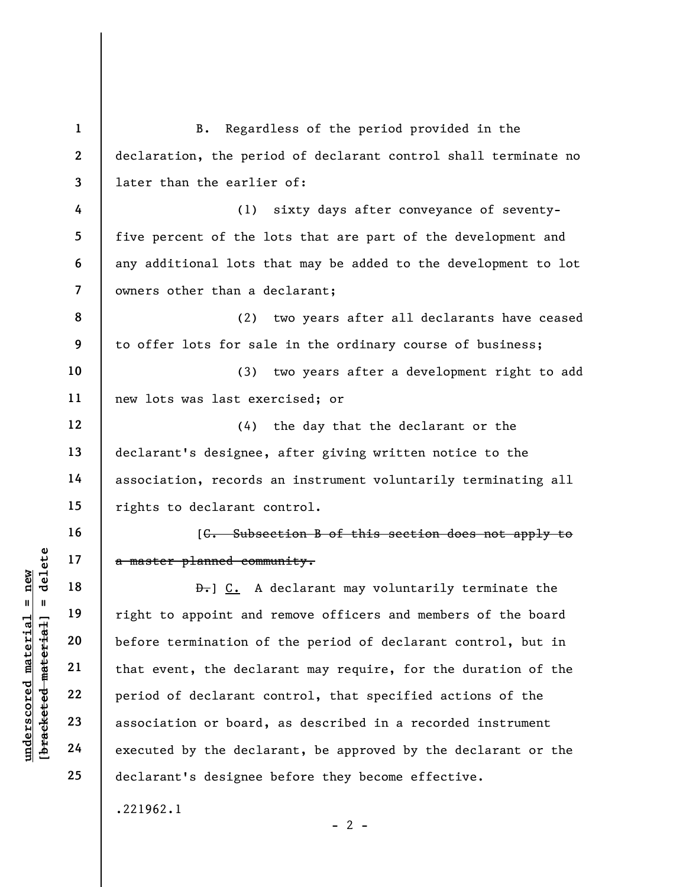B. Regardless of the period provided in the declaration, the period of declarant control shall terminate no later than the earlier of:

(1) sixty days after conveyance of seventy-five percent of the lots that are part of the development and any additional lots that may be added to the development to lot owners other than a declarant;

(2) two years after all declarants have ceased to offer lots for sale in the ordinary course of business;

(3) two years after a development right to add new lots was last exercised; or

(4) the day that the declarant or the declarant's designee, after giving written notice to the association, records an instrument voluntarily terminating all rights to declarant control.

[~~C. Subsection B of this section does not apply to a master planned community.~~

~~D.~~] <u>C.</u> A declarant may voluntarily terminate the right to appoint and remove officers and members of the board before termination of the period of declarant control, but in that event, the declarant may require, for the duration of the period of declarant control, that specified actions of the association or board, as described in a recorded instrument executed by the declarant, be approved by the declarant or the declarant's designee before they become effective.

.221962.1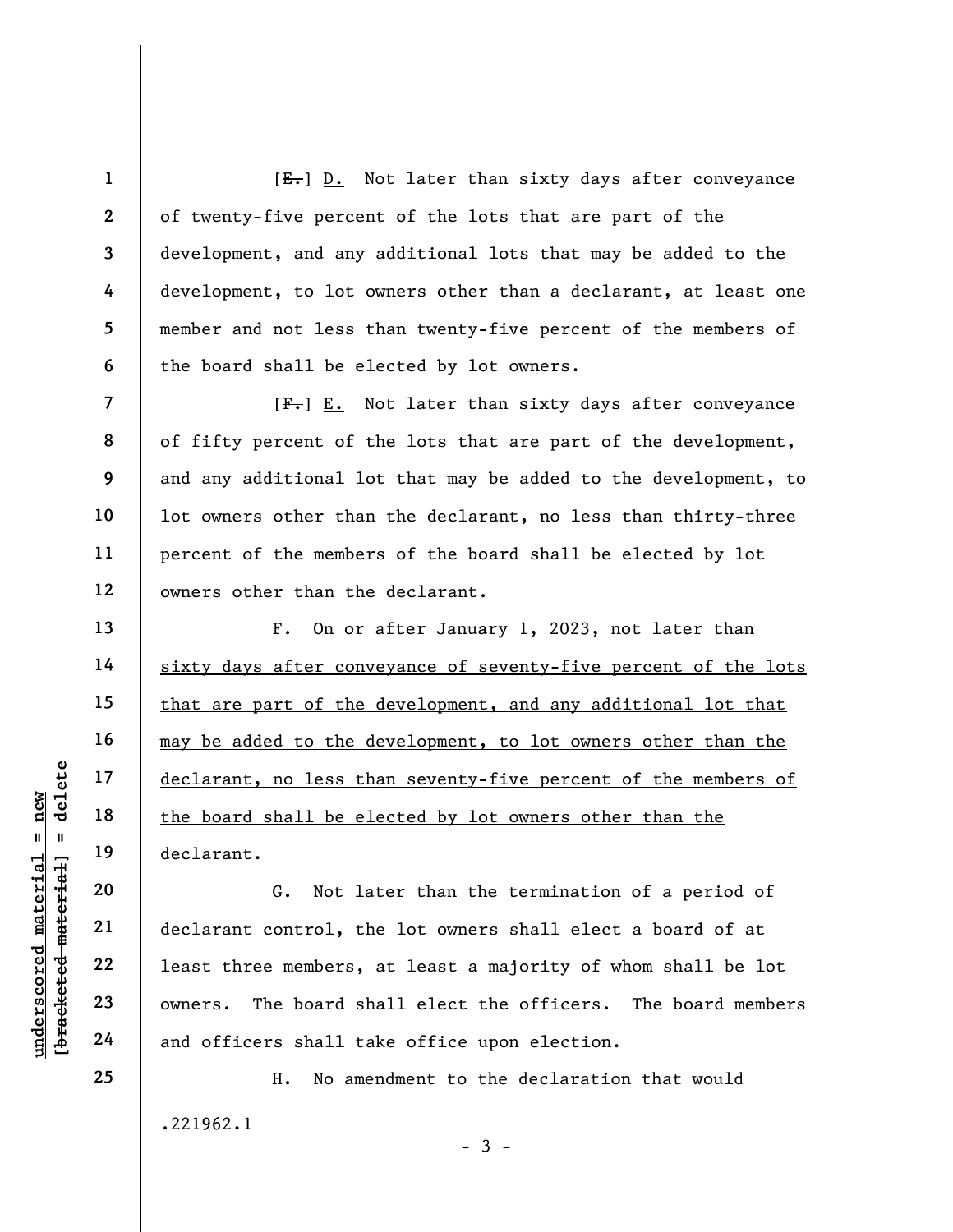[~~E.~~] <u>D.</u> Not later than sixty days after conveyance of twenty-five percent of the lots that are part of the development, and any additional lots that may be added to the development, to lot owners other than a declarant, at least one member and not less than twenty-five percent of the members of the board shall be elected by lot owners.

[~~F.~~] <u>E.</u> Not later than sixty days after conveyance of fifty percent of the lots that are part of the development, and any additional lot that may be added to the development, to lot owners other than the declarant, no less than thirty-three percent of the members of the board shall be elected by lot owners other than the declarant.

<u>F. On or after January 1, 2023, not later than sixty days after conveyance of seventy-five percent of the lots that are part of the development, and any additional lot that may be added to the development, to lot owners other than the declarant, no less than seventy-five percent of the members of the board shall be elected by lot owners other than the declarant.</u>

G. Not later than the termination of a period of declarant control, the lot owners shall elect a board of at least three members, at least a majority of whom shall be lot owners. The board shall elect the officers. The board members and officers shall take office upon election.

H. No amendment to the declaration that would

.221962.1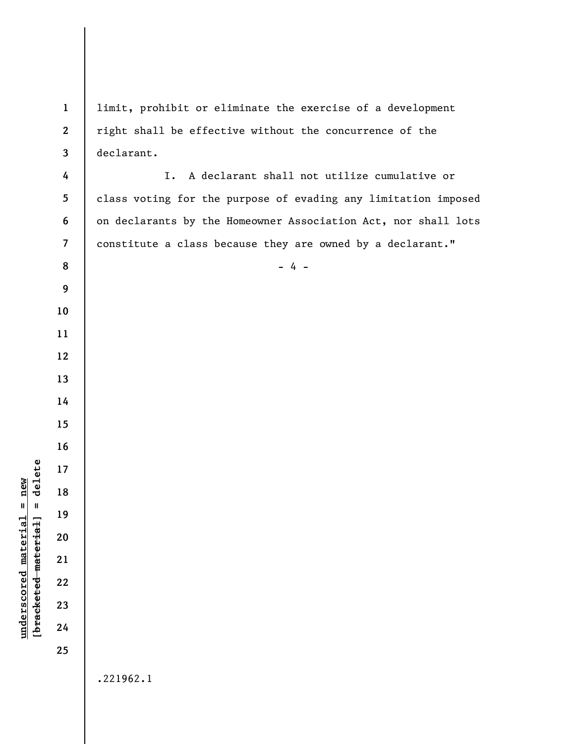limit, prohibit or eliminate the exercise of a development right shall be effective without the concurrence of the declarant.

I. A declarant shall not utilize cumulative or class voting for the purpose of evading any limitation imposed on declarants by the Homeowner Association Act, nor shall lots constitute a class because they are owned by a declarant."

.221962.1